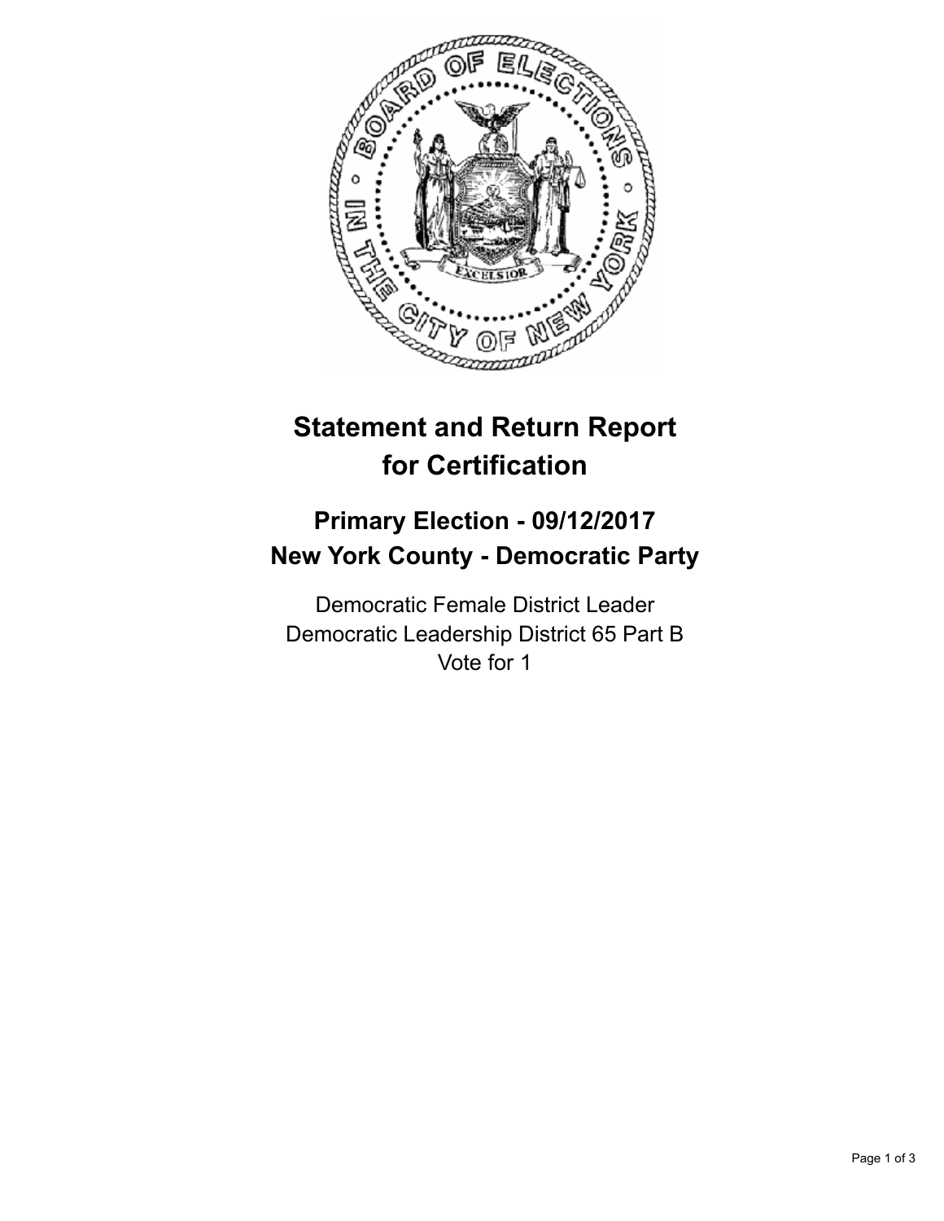# Statement and Return Report for Certification

## Primary Election - 09/12/2017
## New York County - Democratic Party

Democratic Female District Leader
Democratic Leadership District 65 Part B
Vote for 1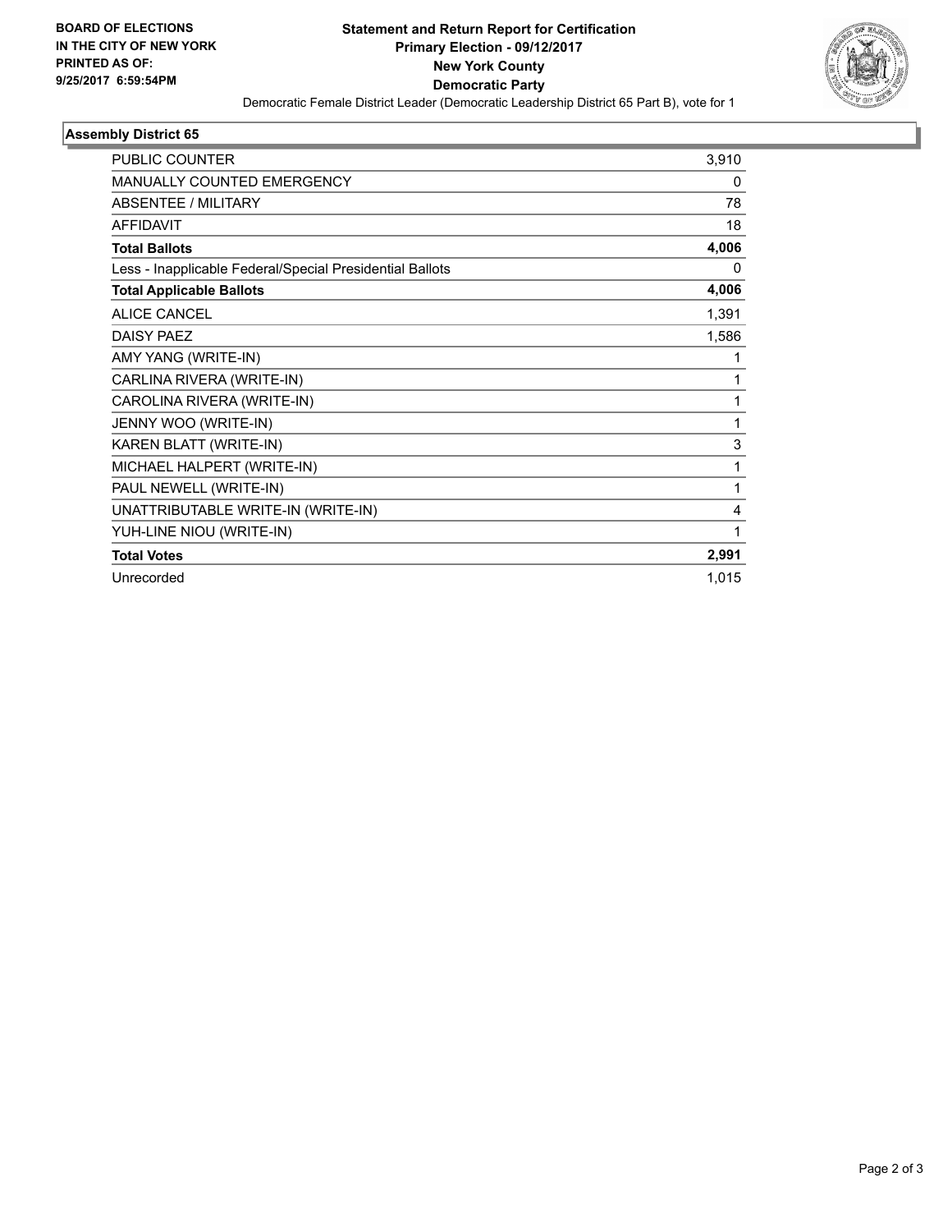**BOARD OF ELECTIONS IN THE CITY OF NEW YORK PRINTED AS OF: 9/25/2017 6:59:54PM**

**Statement and Return Report for Certification Primary Election - 09/12/2017 New York County Democratic Party**

Democratic Female District Leader (Democratic Leadership District 65 Part B), vote for 1

### Assembly District 65

| | |
|---|---|
| PUBLIC COUNTER | 3,910 |
| MANUALLY COUNTED EMERGENCY | 0 |
| ABSENTEE / MILITARY | 78 |
| AFFIDAVIT | 18 |
| **Total Ballots** | **4,006** |
| Less - Inapplicable Federal/Special Presidential Ballots | 0 |
| **Total Applicable Ballots** | **4,006** |
| ALICE CANCEL | 1,391 |
| DAISY PAEZ | 1,586 |
| AMY YANG (WRITE-IN) | 1 |
| CARLINA RIVERA (WRITE-IN) | 1 |
| CAROLINA RIVERA (WRITE-IN) | 1 |
| JENNY WOO (WRITE-IN) | 1 |
| KAREN BLATT (WRITE-IN) | 3 |
| MICHAEL HALPERT (WRITE-IN) | 1 |
| PAUL NEWELL (WRITE-IN) | 1 |
| UNATTRIBUTABLE WRITE-IN (WRITE-IN) | 4 |
| YUH-LINE NIOU (WRITE-IN) | 1 |
| **Total Votes** | **2,991** |
| Unrecorded | 1,015 |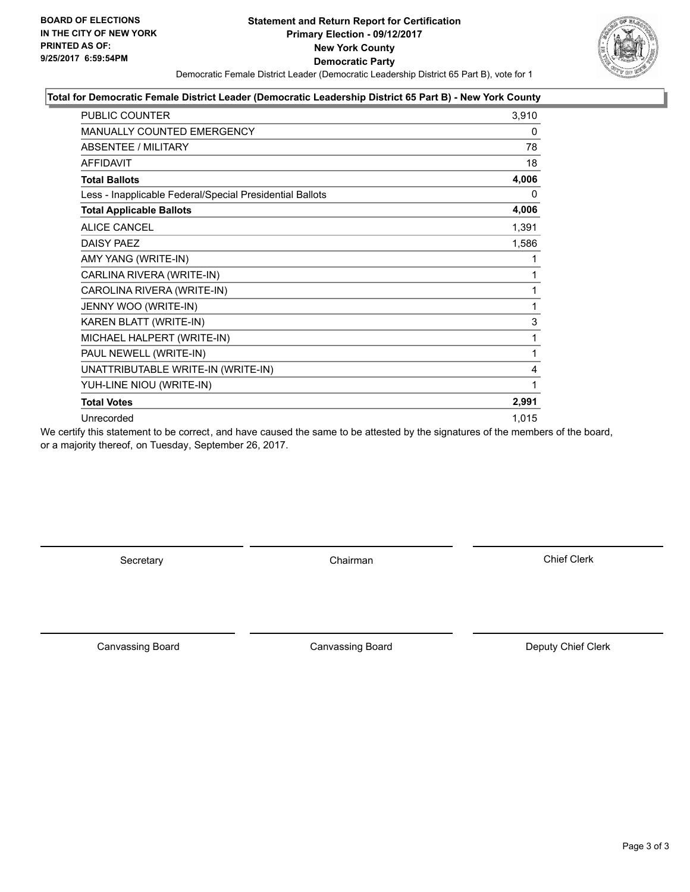**BOARD OF ELECTIONS IN THE CITY OF NEW YORK PRINTED AS OF: 9/25/2017 6:59:54PM**

# Statement and Return Report for Certification
## Primary Election - 09/12/2017
## New York County
## Democratic Party

Democratic Female District Leader (Democratic Leadership District 65 Part B), vote for 1

### Total for Democratic Female District Leader (Democratic Leadership District 65 Part B) - New York County

| | |
|---|---|
| PUBLIC COUNTER | 3,910 |
| MANUALLY COUNTED EMERGENCY | 0 |
| ABSENTEE / MILITARY | 78 |
| AFFIDAVIT | 18 |
| **Total Ballots** | **4,006** |
| Less - Inapplicable Federal/Special Presidential Ballots | 0 |
| **Total Applicable Ballots** | **4,006** |
| ALICE CANCEL | 1,391 |
| DAISY PAEZ | 1,586 |
| AMY YANG (WRITE-IN) | 1 |
| CARLINA RIVERA (WRITE-IN) | 1 |
| CAROLINA RIVERA (WRITE-IN) | 1 |
| JENNY WOO (WRITE-IN) | 1 |
| KAREN BLATT (WRITE-IN) | 3 |
| MICHAEL HALPERT (WRITE-IN) | 1 |
| PAUL NEWELL (WRITE-IN) | 1 |
| UNATTRIBUTABLE WRITE-IN (WRITE-IN) | 4 |
| YUH-LINE NIOU (WRITE-IN) | 1 |
| **Total Votes** | **2,991** |
| Unrecorded | 1,015 |

We certify this statement to be correct, and have caused the same to be attested by the signatures of the members of the board, or a majority thereof, on Tuesday, September 26, 2017.

Secretary

Chairman

Chief Clerk

Canvassing Board

Canvassing Board

Deputy Chief Clerk